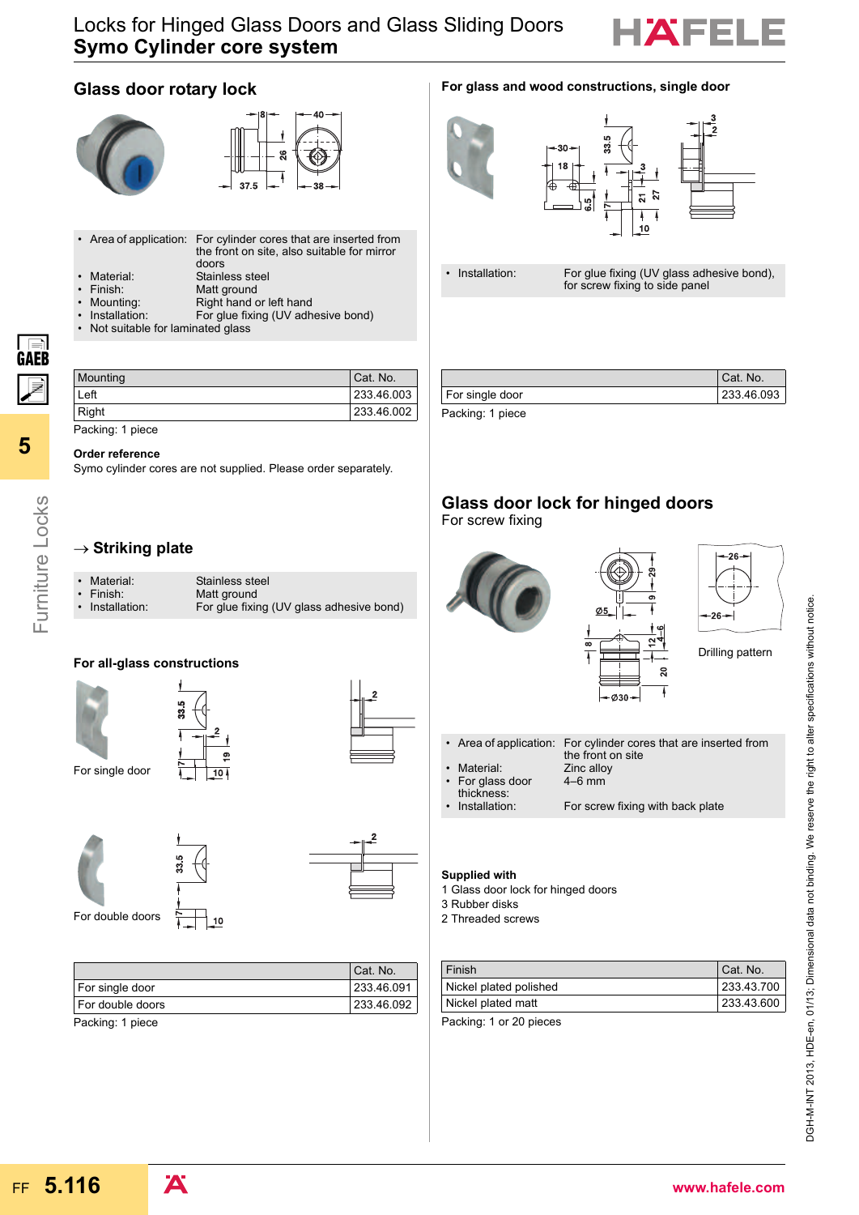# Locks for Hinged Glass Doors and Glass Sliding Doors
## Symo Cylinder core system

## Glass door rotary lock

- Area of application: For cylinder cores that are inserted from the front on site, also suitable for mirror doors
- Material: Stainless steel
- Finish: Matt ground
- Mounting: Right hand or left hand
- Installation: For glue fixing (UV adhesive bond)
- Not suitable for laminated glass

| Mounting | Cat. No. |
|---|---|
| Left | 233.46.003 |
| Right | 233.46.002 |

Packing: 1 piece

**Order reference**
Symo cylinder cores are not supplied. Please order separately.

## → Striking plate

- Material: Stainless steel
- Finish: Matt ground
- Installation: For glue fixing (UV glass adhesive bond)

### For all-glass constructions

For single door

For double doors

| | Cat. No. |
|---|---|
| For single door | 233.46.091 |
| For double doors | 233.46.092 |

Packing: 1 piece

### For glass and wood constructions, single door

- Installation: For glue fixing (UV glass adhesive bond), for screw fixing to side panel

| | Cat. No. |
|---|---|
| For single door | 233.46.093 |

Packing: 1 piece

## Glass door lock for hinged doors

For screw fixing

Drilling pattern

- Area of application: For cylinder cores that are inserted from the front on site
- Material: Zinc alloy
- For glass door thickness: 4–6 mm
- Installation: For screw fixing with back plate

**Supplied with**
1 Glass door lock for hinged doors
3 Rubber disks
2 Threaded screws

| Finish | Cat. No. |
|---|---|
| Nickel plated polished | 233.43.700 |
| Nickel plated matt | 233.43.600 |

Packing: 1 or 20 pieces

DGH-M-INT 2013, HDE-en, 01/13; Dimensional data not binding. We reserve the right to alter specifications without notice.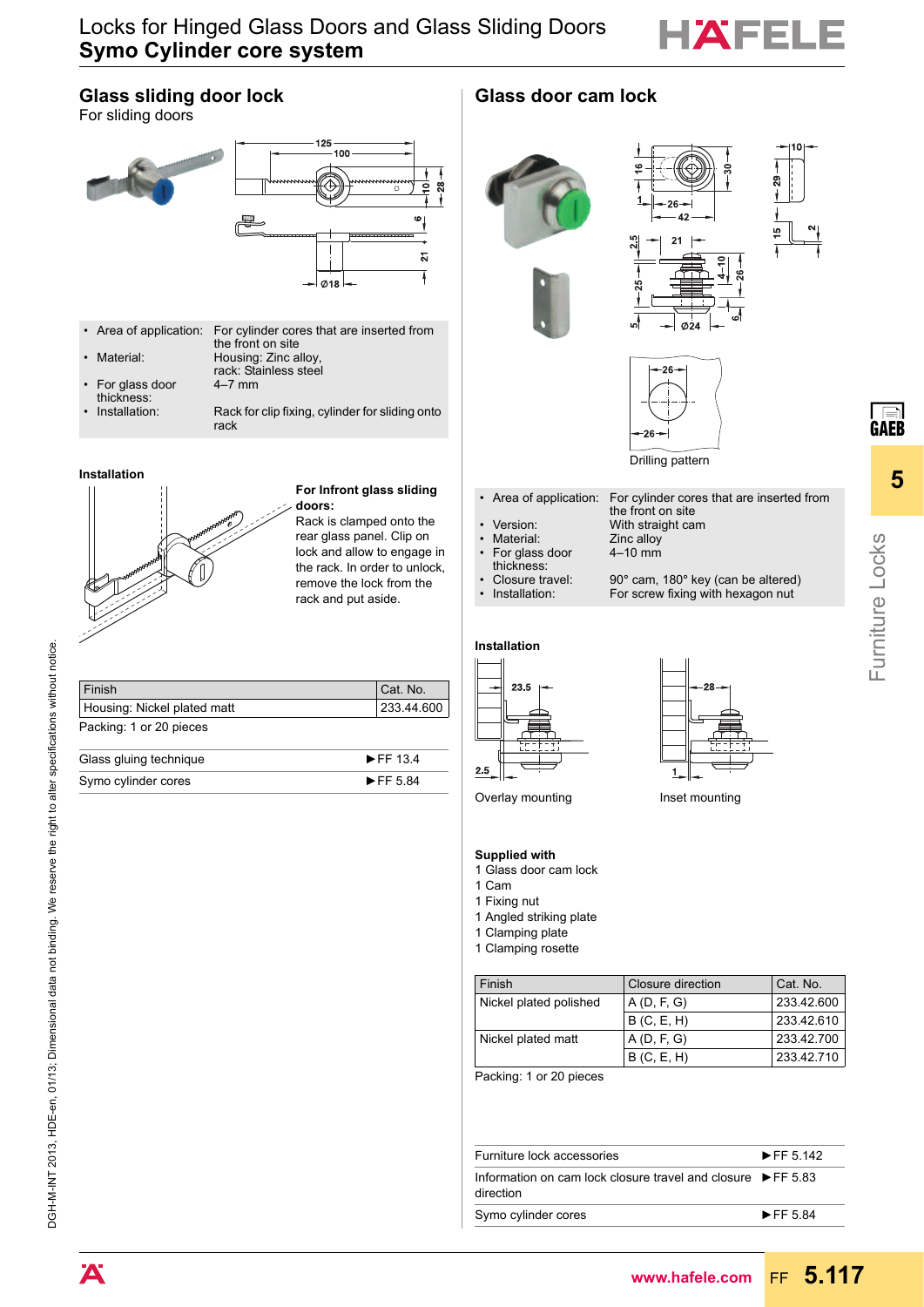# Locks for Hinged Glass Doors and Glass Sliding Doors
# Symo Cylinder core system

## Glass sliding door lock

For sliding doors

- Area of application: For cylinder cores that are inserted from the front on site
- Material: Housing: Zinc alloy, rack: Stainless steel
- For glass door thickness: 4–7 mm
- Installation: Rack for clip fixing, cylinder for sliding onto rack

### Installation

**For Infront glass sliding doors:**
Rack is clamped onto the rear glass panel. Clip on lock and allow to engage in the rack. In order to unlock, remove the lock from the rack and put aside.

| Finish | Cat. No. |
|---|---|
| Housing: Nickel plated matt | 233.44.600 |

Packing: 1 or 20 pieces

| | |
|---|---|
| Glass gluing technique | ►FF 13.4 |
| Symo cylinder cores | ►FF 5.84 |

## Glass door cam lock

Drilling pattern

- Area of application: For cylinder cores that are inserted from the front on site
- Version: With straight cam
- Material: Zinc alloy
- For glass door thickness: 4–10 mm
- Closure travel: 90° cam, 180° key (can be altered)
- Installation: For screw fixing with hexagon nut

### Installation

Overlay mounting

Inset mounting

**Supplied with**
1 Glass door cam lock
1 Cam
1 Fixing nut
1 Angled striking plate
1 Clamping plate
1 Clamping rosette

| Finish | Closure direction | Cat. No. |
|---|---|---|
| Nickel plated polished | A (D, F, G) | 233.42.600 |
| | B (C, E, H) | 233.42.610 |
| Nickel plated matt | A (D, F, G) | 233.42.700 |
| | B (C, E, H) | 233.42.710 |

Packing: 1 or 20 pieces

| | |
|---|---|
| Furniture lock accessories | ►FF 5.142 |
| Information on cam lock closure travel and closure direction | ►FF 5.83 |
| Symo cylinder cores | ►FF 5.84 |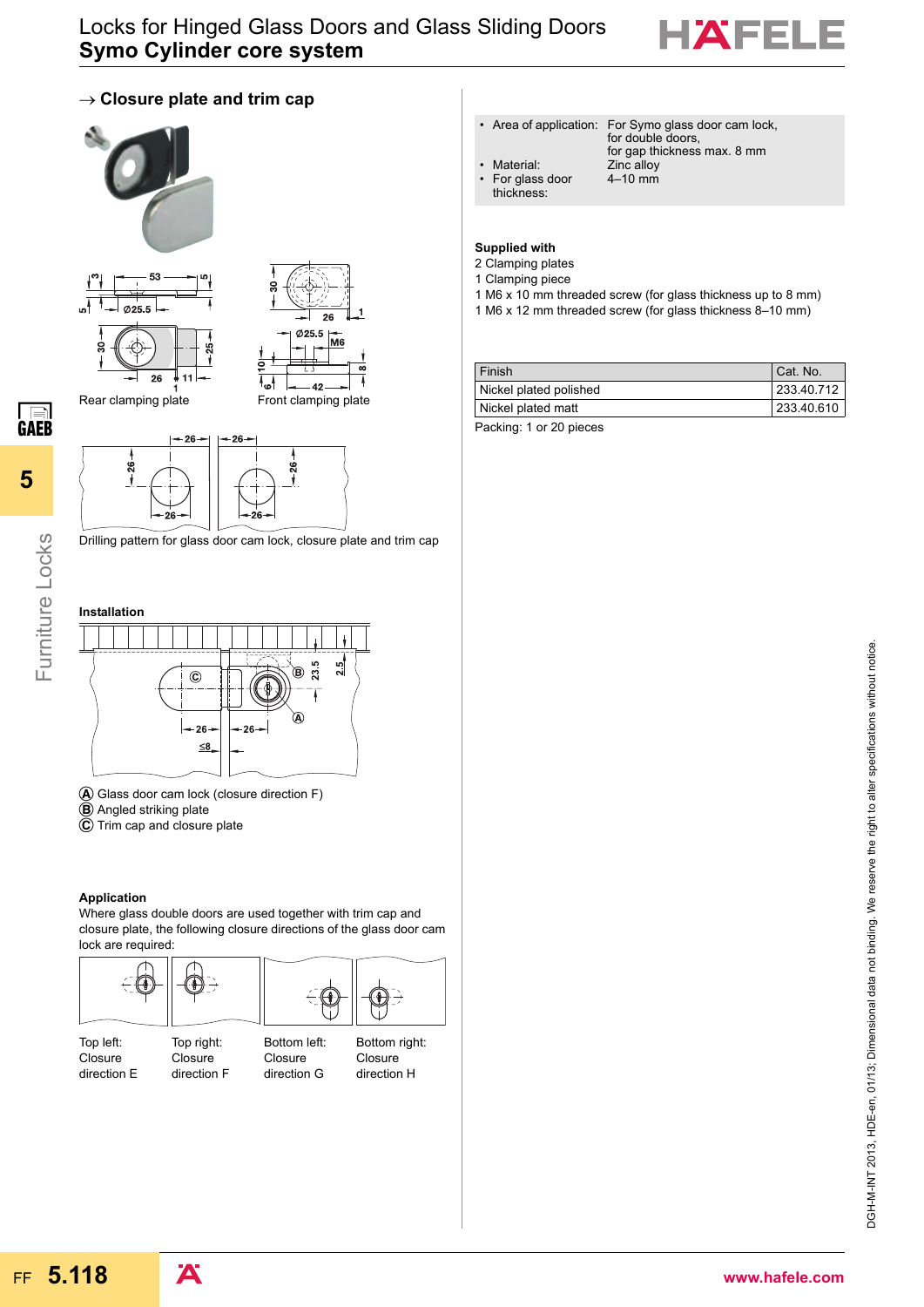## → Closure plate and trim cap

Rear clamping plate

Front clamping plate

Drilling pattern for glass door cam lock, closure plate and trim cap

### Installation

Ⓐ Glass door cam lock (closure direction F)
Ⓑ Angled striking plate
Ⓒ Trim cap and closure plate

### Application

Where glass double doors are used together with trim cap and closure plate, the following closure directions of the glass door cam lock are required:

| Top left: Closure direction E | Top right: Closure direction F | Bottom left: Closure direction G | Bottom right: Closure direction H |
|---|---|---|---|

- Area of application: For Symo glass door cam lock, for double doors, for gap thickness max. 8 mm
- Material: Zinc alloy
- For glass door thickness: 4–10 mm

**Supplied with**
2 Clamping plates
1 Clamping piece
1 M6 x 10 mm threaded screw (for glass thickness up to 8 mm)
1 M6 x 12 mm threaded screw (for glass thickness 8–10 mm)

| Finish | Cat. No. |
|---|---|
| Nickel plated polished | 233.40.712 |
| Nickel plated matt | 233.40.610 |

Packing: 1 or 20 pieces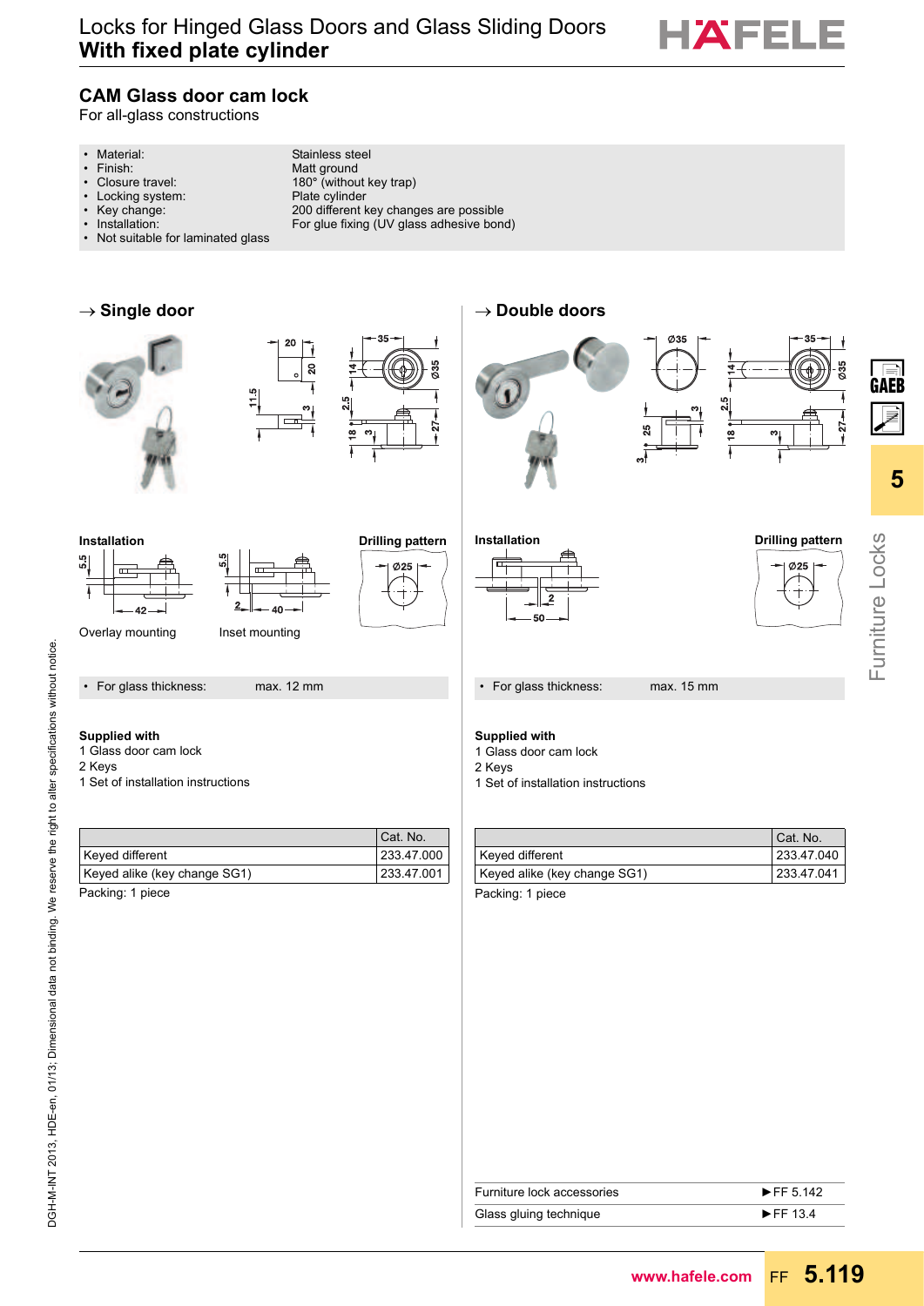# Locks for Hinged Glass Doors and Glass Sliding Doors
## With fixed plate cylinder

### CAM Glass door cam lock

For all-glass constructions

- Material: Stainless steel
- Finish: Matt ground
- Closure travel: 180° (without key trap)
- Locking system: Plate cylinder
- Key change: 200 different key changes are possible
- Installation: For glue fixing (UV glass adhesive bond)
- Not suitable for laminated glass

### → Single door

**Installation**

Overlay mounting

Inset mounting

**Drilling pattern**

- For glass thickness: max. 12 mm

**Supplied with**

1 Glass door cam lock
2 Keys
1 Set of installation instructions

| | Cat. No. |
|---|---|
| Keyed different | 233.47.000 |
| Keyed alike (key change SG1) | 233.47.001 |

Packing: 1 piece

### → Double doors

**Installation**

**Drilling pattern**

- For glass thickness: max. 15 mm

**Supplied with**

1 Glass door cam lock
2 Keys
1 Set of installation instructions

| | Cat. No. |
|---|---|
| Keyed different | 233.47.040 |
| Keyed alike (key change SG1) | 233.47.041 |

Packing: 1 piece

| | |
|---|---|
| Furniture lock accessories | ►FF 5.142 |
| Glass gluing technique | ►FF 13.4 |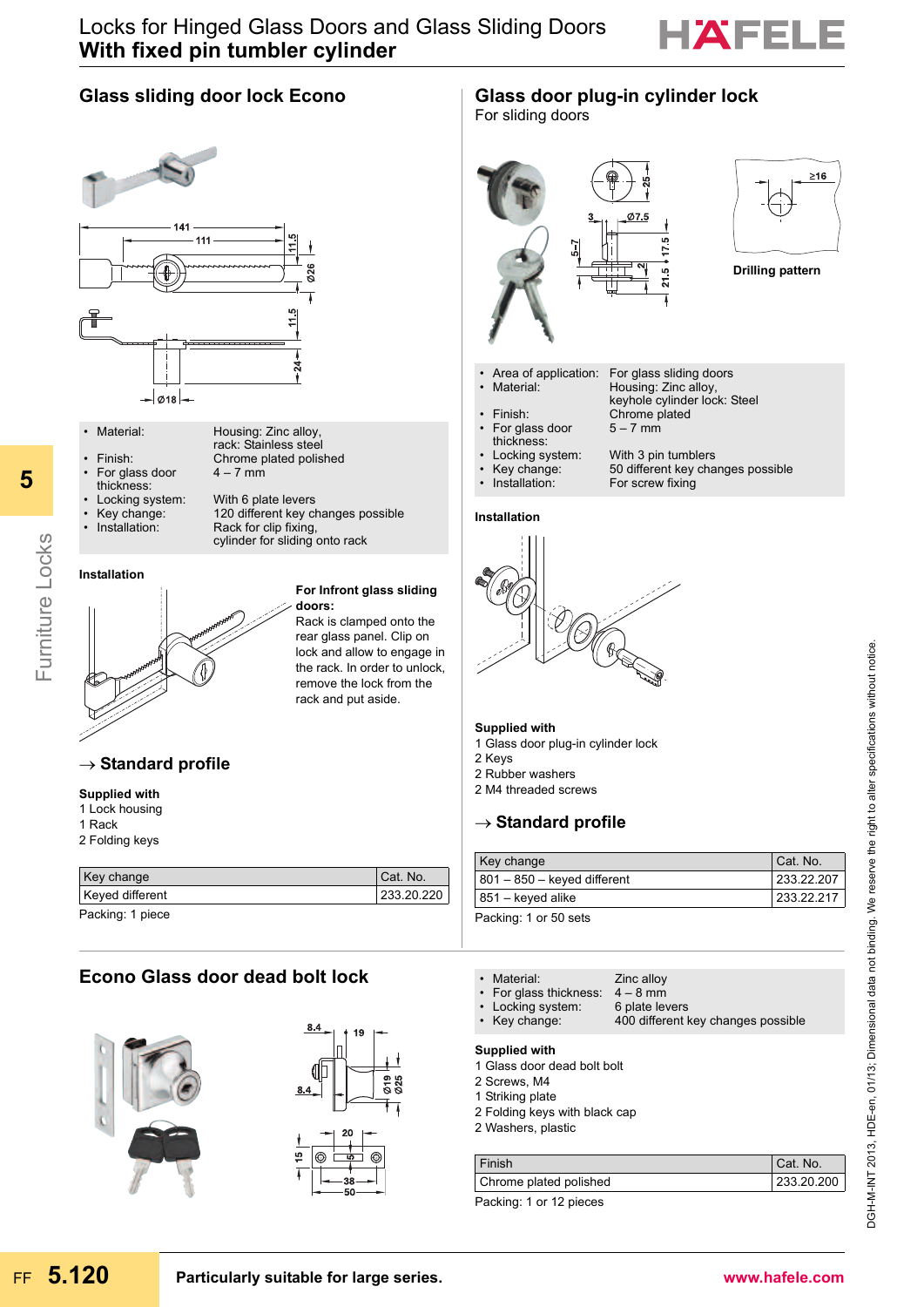# Locks for Hinged Glass Doors and Glass Sliding Doors
## With fixed pin tumbler cylinder

## Glass sliding door lock Econo

- Material: Housing: Zinc alloy, rack: Stainless steel
- Finish: Chrome plated polished
- For glass door thickness: 4 – 7 mm
- Locking system: With 6 plate levers
- Key change: 120 different key changes possible
- Installation: Rack for clip fixing, cylinder for sliding onto rack

**Installation**

**For Infront glass sliding doors:**
Rack is clamped onto the rear glass panel. Clip on lock and allow to engage in the rack. In order to unlock, remove the lock from the rack and put aside.

### → Standard profile

**Supplied with**
1 Lock housing
1 Rack
2 Folding keys

| Key change | Cat. No. |
|---|---|
| Keyed different | 233.20.220 |

Packing: 1 piece

## Glass door plug-in cylinder lock
For sliding doors

**Drilling pattern**

- Area of application: For glass sliding doors
- Material: Housing: Zinc alloy, keyhole cylinder lock: Steel
- Finish: Chrome plated
- For glass door thickness: 5 – 7 mm
- Locking system: With 3 pin tumblers
- Key change: 50 different key changes possible
- Installation: For screw fixing

**Installation**

**Supplied with**
1 Glass door plug-in cylinder lock
2 Keys
2 Rubber washers
2 M4 threaded screws

### → Standard profile

| Key change | Cat. No. |
|---|---|
| 801 – 850 – keyed different | 233.22.207 |
| 851 – keyed alike | 233.22.217 |

Packing: 1 or 50 sets

## Econo Glass door dead bolt lock

- Material: Zinc alloy
- For glass thickness: 4 – 8 mm
- Locking system: 6 plate levers
- Key change: 400 different key changes possible

**Supplied with**
1 Glass door dead bolt bolt
2 Screws, M4
1 Striking plate
2 Folding keys with black cap
2 Washers, plastic

| Finish | Cat. No. |
|---|---|
| Chrome plated polished | 233.20.200 |

Packing: 1 or 12 pieces

Particularly suitable for large series.